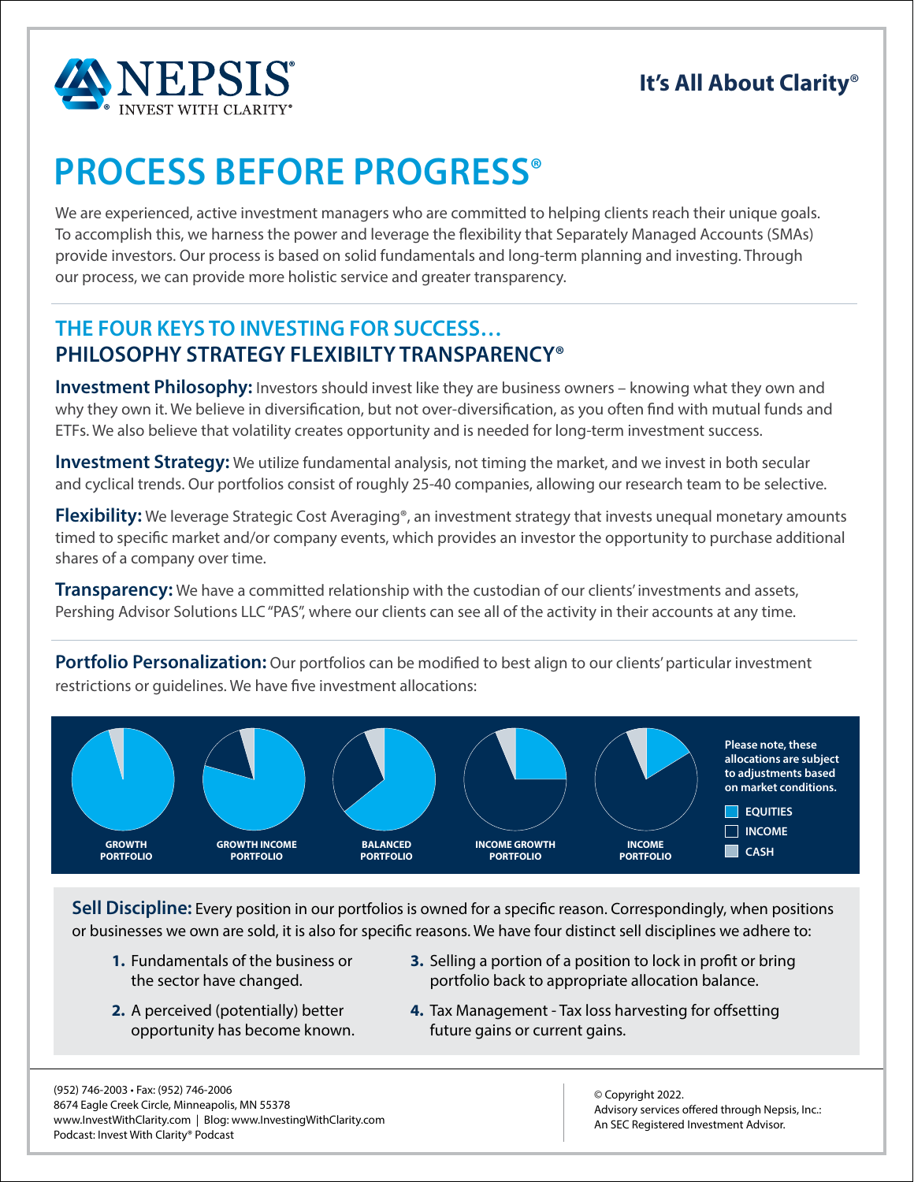NEPSIS®
INVEST WITH CLARITY®

**It's All About Clarity®**

# PROCESS BEFORE PROGRESS®

We are experienced, active investment managers who are committed to helping clients reach their unique goals. To accomplish this, we harness the power and leverage the flexibility that Separately Managed Accounts (SMAs) provide investors. Our process is based on solid fundamentals and long-term planning and investing. Through our process, we can provide more holistic service and greater transparency.

## THE FOUR KEYS TO INVESTING FOR SUCCESS…
## PHILOSOPHY STRATEGY FLEXIBILTY TRANSPARENCY®

**Investment Philosophy:** Investors should invest like they are business owners – knowing what they own and why they own it. We believe in diversification, but not over-diversification, as you often find with mutual funds and ETFs. We also believe that volatility creates opportunity and is needed for long-term investment success.

**Investment Strategy:** We utilize fundamental analysis, not timing the market, and we invest in both secular and cyclical trends. Our portfolios consist of roughly 25-40 companies, allowing our research team to be selective.

**Flexibility:** We leverage Strategic Cost Averaging®, an investment strategy that invests unequal monetary amounts timed to specific market and/or company events, which provides an investor the opportunity to purchase additional shares of a company over time.

**Transparency:** We have a committed relationship with the custodian of our clients' investments and assets, Pershing Advisor Solutions LLC "PAS", where our clients can see all of the activity in their accounts at any time.

**Portfolio Personalization:** Our portfolios can be modified to best align to our clients' particular investment restrictions or guidelines. We have five investment allocations:

GROWTH PORTFOLIO | GROWTH INCOME PORTFOLIO | BALANCED PORTFOLIO | INCOME GROWTH PORTFOLIO | INCOME PORTFOLIO

**Please note, these allocations are subject to adjustments based on market conditions.**

EQUITIES
INCOME
CASH

**Sell Discipline:** Every position in our portfolios is owned for a specific reason. Correspondingly, when positions or businesses we own are sold, it is also for specific reasons. We have four distinct sell disciplines we adhere to:

1. Fundamentals of the business or the sector have changed.
2. A perceived (potentially) better opportunity has become known.
3. Selling a portion of a position to lock in profit or bring portfolio back to appropriate allocation balance.
4. Tax Management - Tax loss harvesting for offsetting future gains or current gains.

(952) 746-2003 • Fax: (952) 746-2006
8674 Eagle Creek Circle, Minneapolis, MN 55378
www.InvestWithClarity.com | Blog: www.InvestingWithClarity.com
Podcast: Invest With Clarity® Podcast

© Copyright 2022.
Advisory services offered through Nepsis, Inc.:
An SEC Registered Investment Advisor.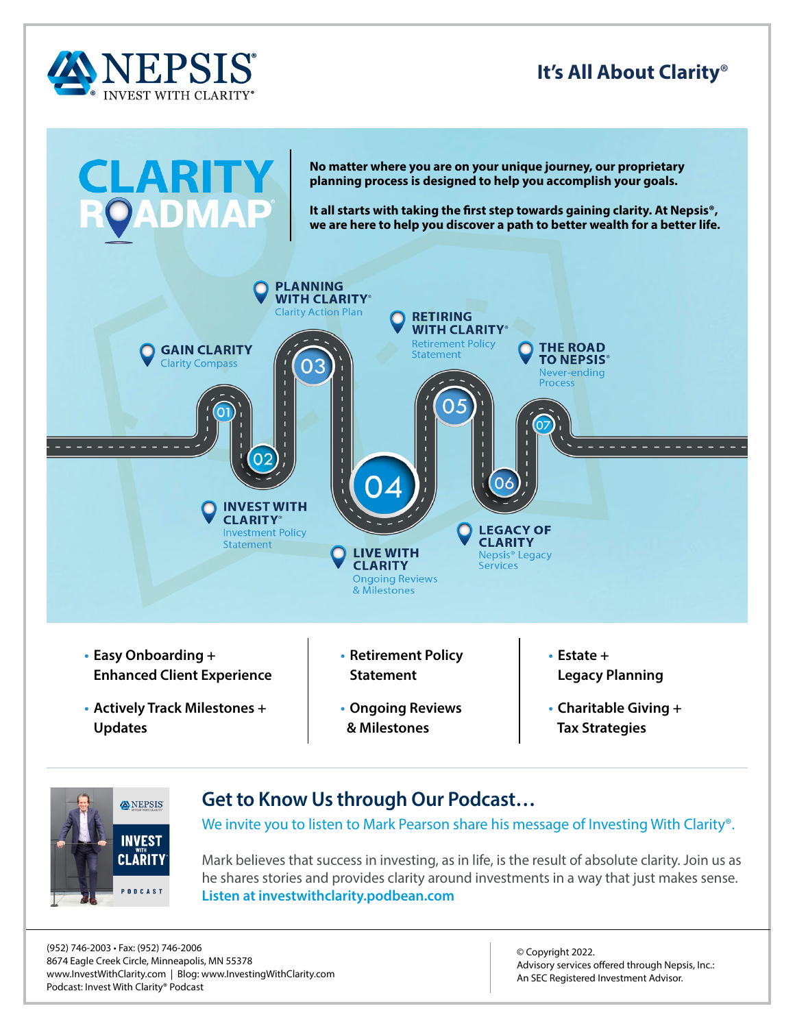NEPSIS® INVEST WITH CLARITY®

## It's All About Clarity®

# CLARITY ROADMAP®

**No matter where you are on your unique journey, our proprietary planning process is designed to help you accomplish your goals.**

**It all starts with taking the first step towards gaining clarity. At Nepsis®, we are here to help you discover a path to better wealth for a better life.**

01 **GAIN CLARITY**
Clarity Compass

02 **INVEST WITH CLARITY®**
Investment Policy Statement

03 **PLANNING WITH CLARITY®**
Clarity Action Plan

04 **LIVE WITH CLARITY**
Ongoing Reviews & Milestones

05 **RETIRING WITH CLARITY®**
Retirement Policy Statement

06 **LEGACY OF CLARITY**
Nepsis® Legacy Services

07 **THE ROAD TO NEPSIS®**
Never-ending Process

- **Easy Onboarding + Enhanced Client Experience**
- **Actively Track Milestones + Updates**

- **Retirement Policy Statement**
- **Ongoing Reviews & Milestones**

- **Estate + Legacy Planning**
- **Charitable Giving + Tax Strategies**

## Get to Know Us through Our Podcast…

We invite you to listen to Mark Pearson share his message of Investing With Clarity®.

Mark believes that success in investing, as in life, is the result of absolute clarity. Join us as he shares stories and provides clarity around investments in a way that just makes sense. **Listen at investwithclarity.podbean.com**

(952) 746-2003 • Fax: (952) 746-2006
8674 Eagle Creek Circle, Minneapolis, MN 55378
www.InvestWithClarity.com | Blog: www.InvestingWithClarity.com
Podcast: Invest With Clarity® Podcast

© Copyright 2022.
Advisory services offered through Nepsis, Inc.:
An SEC Registered Investment Advisor.